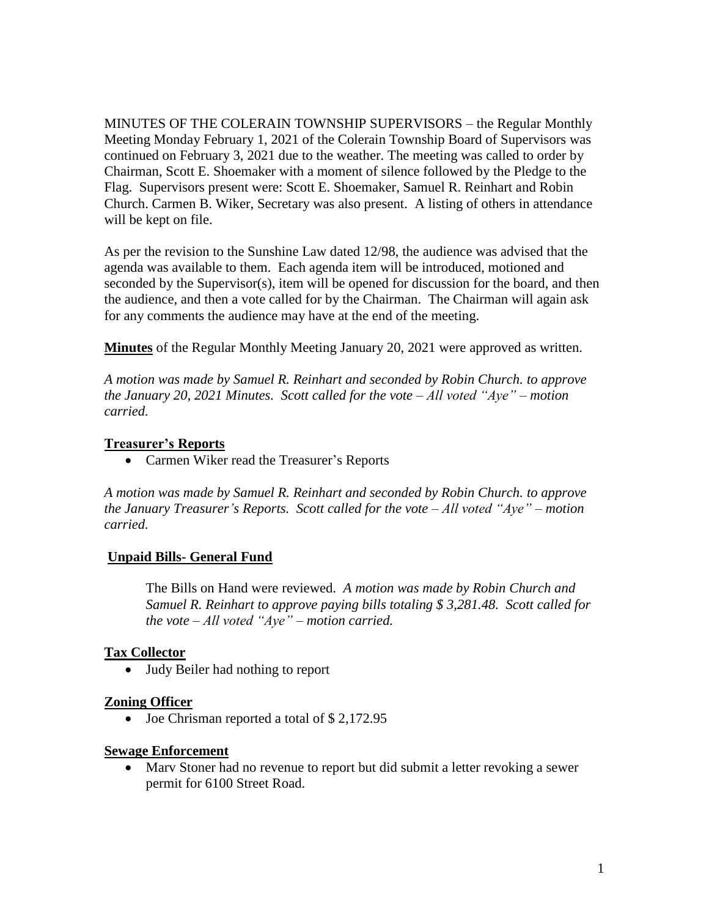MINUTES OF THE COLERAIN TOWNSHIP SUPERVISORS – the Regular Monthly Meeting Monday February 1, 2021 of the Colerain Township Board of Supervisors was continued on February 3, 2021 due to the weather. The meeting was called to order by Chairman, Scott E. Shoemaker with a moment of silence followed by the Pledge to the Flag. Supervisors present were: Scott E. Shoemaker, Samuel R. Reinhart and Robin Church. Carmen B. Wiker, Secretary was also present. A listing of others in attendance will be kept on file.

As per the revision to the Sunshine Law dated 12/98, the audience was advised that the agenda was available to them. Each agenda item will be introduced, motioned and seconded by the Supervisor(s), item will be opened for discussion for the board, and then the audience, and then a vote called for by the Chairman. The Chairman will again ask for any comments the audience may have at the end of the meeting.

**Minutes** of the Regular Monthly Meeting January 20, 2021 were approved as written.

*A motion was made by Samuel R. Reinhart and seconded by Robin Church. to approve the January 20, 2021 Minutes. Scott called for the vote – All voted "Aye" – motion carried.*

**Treasurer's Reports**

- Carmen Wiker read the Treasurer's Reports

*A motion was made by Samuel R. Reinhart and seconded by Robin Church. to approve the January Treasurer's Reports. Scott called for the vote – All voted "Aye" – motion carried.*

**Unpaid Bills- General Fund**

The Bills on Hand were reviewed. *A motion was made by Robin Church and Samuel R. Reinhart to approve paying bills totaling $ 3,281.48. Scott called for the vote – All voted "Aye" – motion carried.*

**Tax Collector**

- Judy Beiler had nothing to report

**Zoning Officer**

- Joe Chrisman reported a total of $ 2,172.95

**Sewage Enforcement**

- Marv Stoner had no revenue to report but did submit a letter revoking a sewer permit for 6100 Street Road.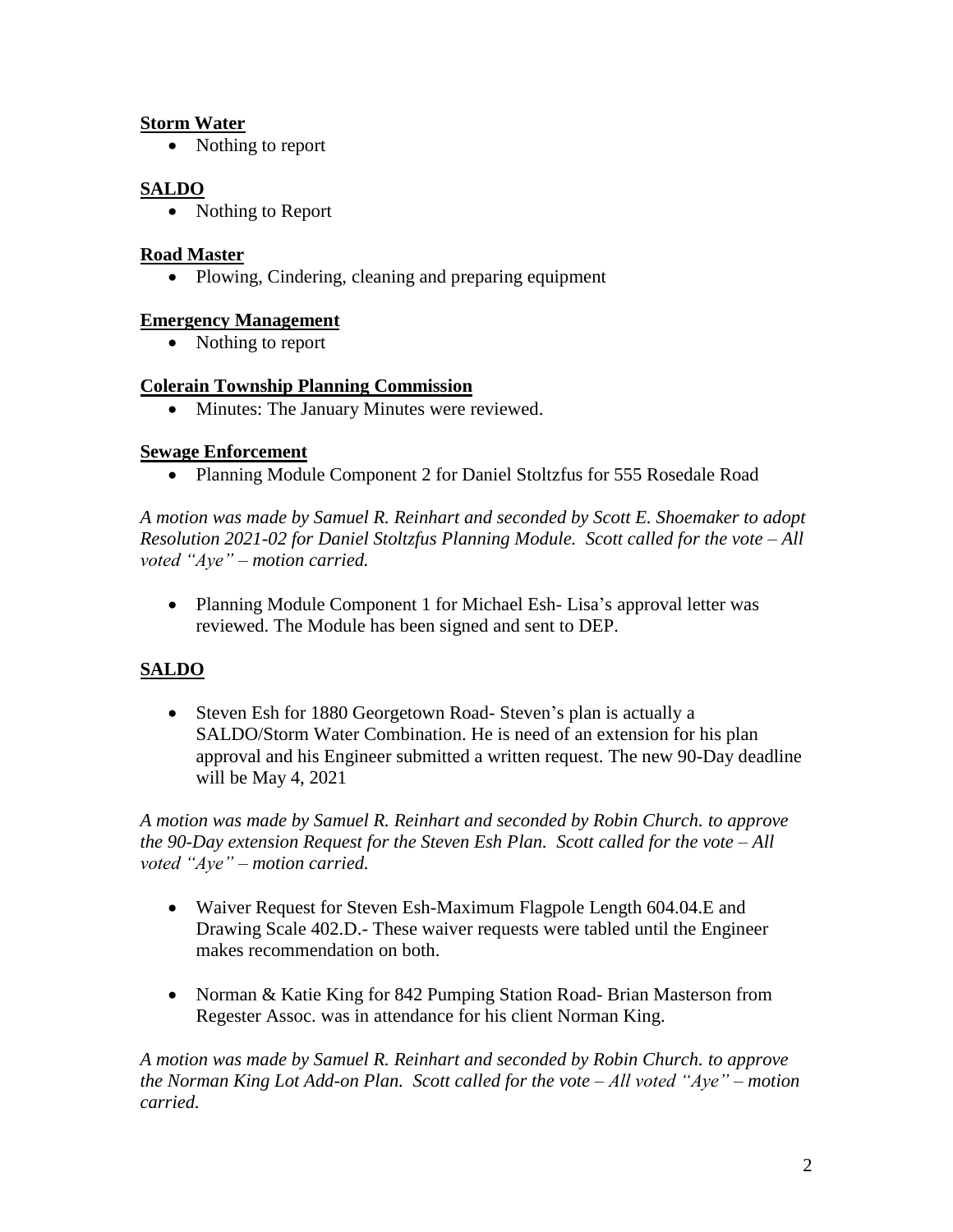**Storm Water**

- Nothing to report

**SALDO**

- Nothing to Report

**Road Master**

- Plowing, Cindering, cleaning and preparing equipment

**Emergency Management**

- Nothing to report

**Colerain Township Planning Commission**

- Minutes: The January Minutes were reviewed.

**Sewage Enforcement**

- Planning Module Component 2 for Daniel Stoltzfus for 555 Rosedale Road

*A motion was made by Samuel R. Reinhart and seconded by Scott E. Shoemaker to adopt Resolution 2021-02 for Daniel Stoltzfus Planning Module. Scott called for the vote – All voted "Aye" – motion carried.*

- Planning Module Component 1 for Michael Esh- Lisa's approval letter was reviewed. The Module has been signed and sent to DEP.

**SALDO**

- Steven Esh for 1880 Georgetown Road- Steven's plan is actually a SALDO/Storm Water Combination. He is need of an extension for his plan approval and his Engineer submitted a written request. The new 90-Day deadline will be May 4, 2021

*A motion was made by Samuel R. Reinhart and seconded by Robin Church. to approve the 90-Day extension Request for the Steven Esh Plan. Scott called for the vote – All voted "Aye" – motion carried.*

- Waiver Request for Steven Esh-Maximum Flagpole Length 604.04.E and Drawing Scale 402.D.- These waiver requests were tabled until the Engineer makes recommendation on both.

- Norman & Katie King for 842 Pumping Station Road- Brian Masterson from Regester Assoc. was in attendance for his client Norman King.

*A motion was made by Samuel R. Reinhart and seconded by Robin Church. to approve the Norman King Lot Add-on Plan. Scott called for the vote – All voted "Aye" – motion carried.*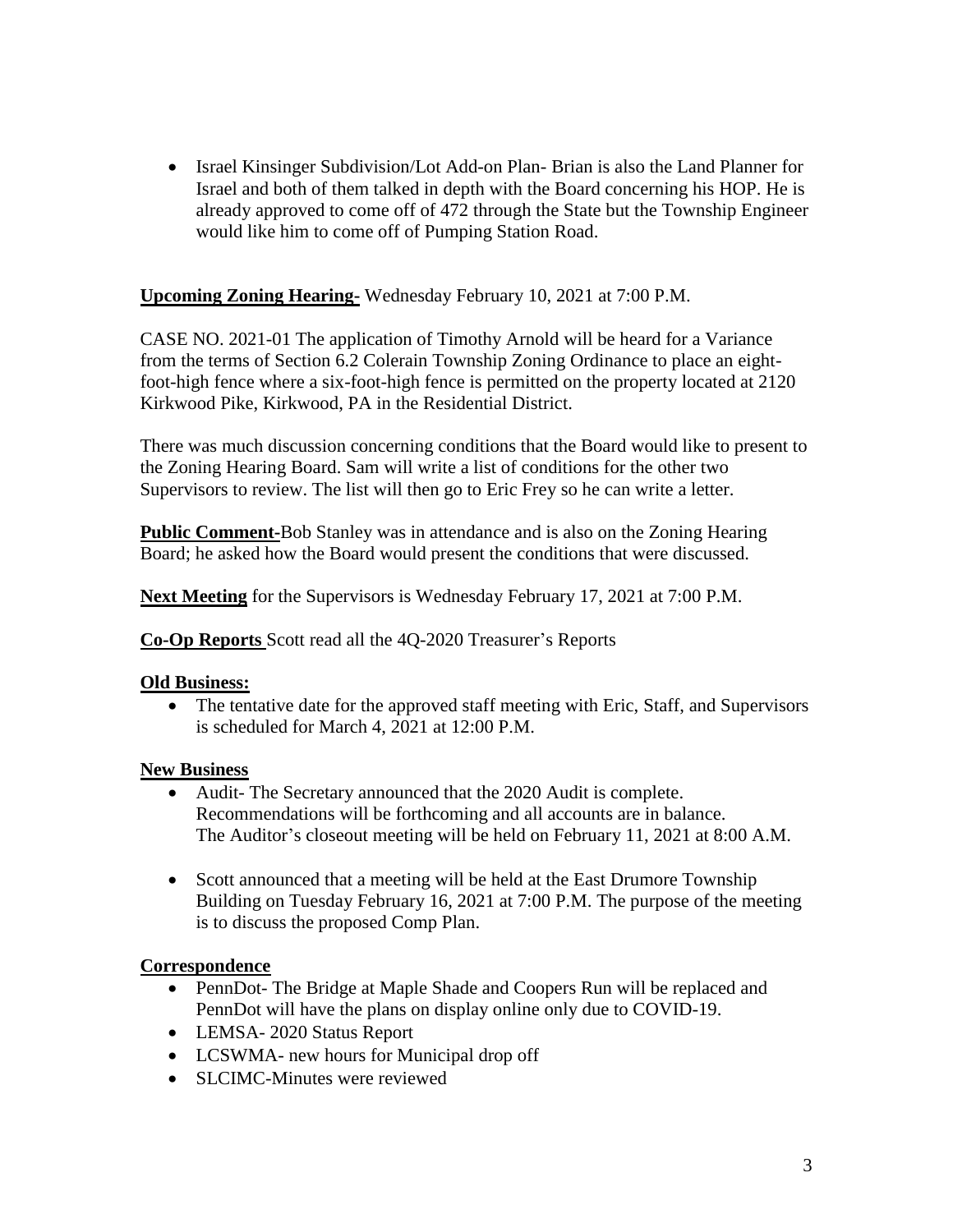- Israel Kinsinger Subdivision/Lot Add-on Plan- Brian is also the Land Planner for Israel and both of them talked in depth with the Board concerning his HOP. He is already approved to come off of 472 through the State but the Township Engineer would like him to come off of Pumping Station Road.

**Upcoming Zoning Hearing-** Wednesday February 10, 2021 at 7:00 P.M.

CASE NO. 2021-01 The application of Timothy Arnold will be heard for a Variance from the terms of Section 6.2 Colerain Township Zoning Ordinance to place an eight-foot-high fence where a six-foot-high fence is permitted on the property located at 2120 Kirkwood Pike, Kirkwood, PA in the Residential District.

There was much discussion concerning conditions that the Board would like to present to the Zoning Hearing Board. Sam will write a list of conditions for the other two Supervisors to review. The list will then go to Eric Frey so he can write a letter.

**Public Comment-**Bob Stanley was in attendance and is also on the Zoning Hearing Board; he asked how the Board would present the conditions that were discussed.

**Next Meeting** for the Supervisors is Wednesday February 17, 2021 at 7:00 P.M.

**Co-Op Reports** Scott read all the 4Q-2020 Treasurer's Reports

**Old Business:**

- The tentative date for the approved staff meeting with Eric, Staff, and Supervisors is scheduled for March 4, 2021 at 12:00 P.M.

**New Business**

- Audit- The Secretary announced that the 2020 Audit is complete. Recommendations will be forthcoming and all accounts are in balance. The Auditor's closeout meeting will be held on February 11, 2021 at 8:00 A.M.
- Scott announced that a meeting will be held at the East Drumore Township Building on Tuesday February 16, 2021 at 7:00 P.M. The purpose of the meeting is to discuss the proposed Comp Plan.

**Correspondence**

- PennDot- The Bridge at Maple Shade and Coopers Run will be replaced and PennDot will have the plans on display online only due to COVID-19.
- LEMSA- 2020 Status Report
- LCSWMA- new hours for Municipal drop off
- SLCIMC-Minutes were reviewed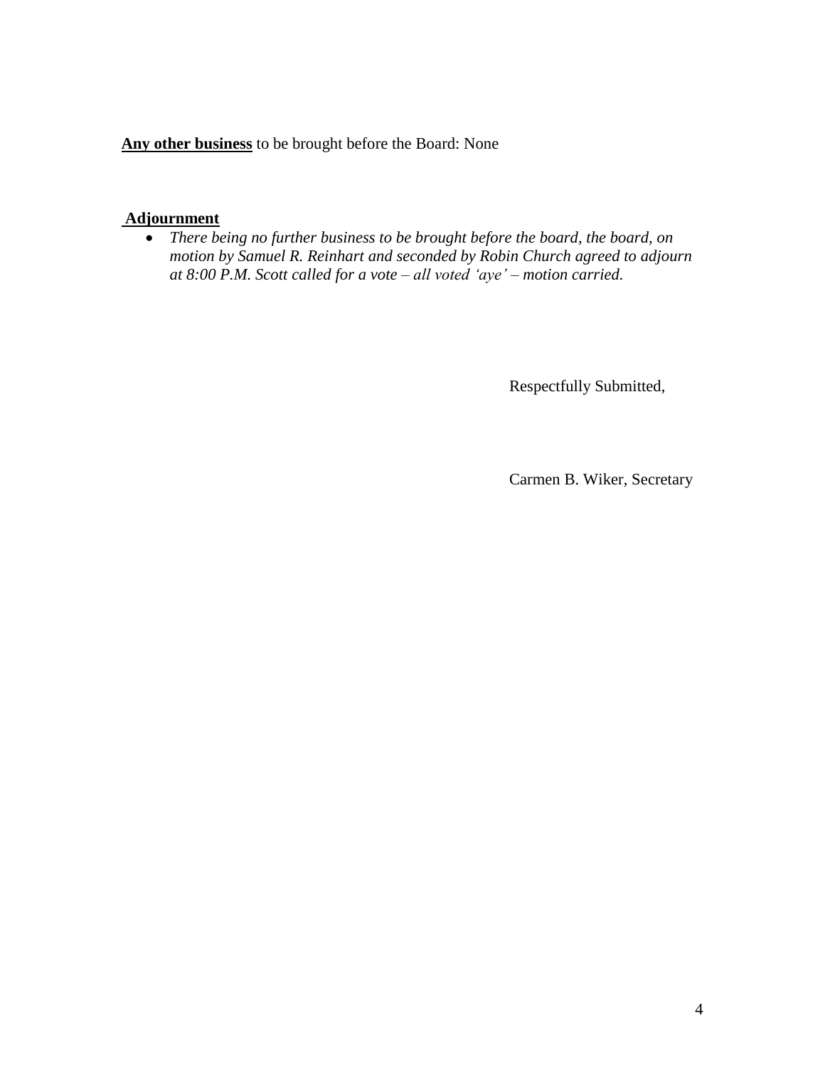**<u>Any other business</u>** to be brought before the Board: None

**<u>Adjournment</u>**

- *There being no further business to be brought before the board, the board, on motion by Samuel R. Reinhart and seconded by Robin Church agreed to adjourn at 8:00 P.M. Scott called for a vote – all voted 'aye' – motion carried.*

Respectfully Submitted,

Carmen B. Wiker, Secretary